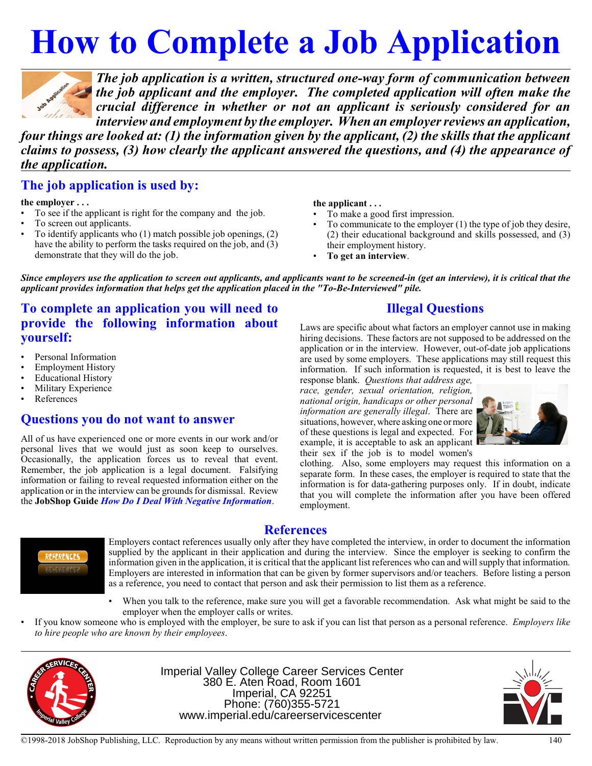# How to Complete a Job Application

***The job application is a written, structured one-way form of communication between the job applicant and the employer. The completed application will often make the crucial difference in whether or not an applicant is seriously considered for an interview and employment by the employer. When an employer reviews an application, four things are looked at: (1) the information given by the applicant, (2) the skills that the applicant claims to possess, (3) how clearly the applicant answered the questions, and (4) the appearance of the application.***

## The job application is used by:

**the employer . . .**

- To see if the applicant is right for the company and the job.
- To screen out applicants.
- To identify applicants who (1) match possible job openings, (2) have the ability to perform the tasks required on the job, and (3) demonstrate that they will do the job.

**the applicant . . .**

- To make a good first impression.
- To communicate to the employer (1) the type of job they desire, (2) their educational background and skills possessed, and (3) their employment history.
- **To get an interview**.

***Since employers use the application to screen out applicants, and applicants want to be screened-in (get an interview), it is critical that the applicant provides information that helps get the application placed in the "To-Be-Interviewed" pile.***

## To complete an application you will need to provide the following information about yourself:

- Personal Information
- Employment History
- Educational History
- Military Experience
- References

## Questions you do not want to answer

All of us have experienced one or more events in our work and/or personal lives that we would just as soon keep to ourselves. Occasionally, the application forces us to reveal that event. Remember, the job application is a legal document. Falsifying information or failing to reveal requested information either on the application or in the interview can be grounds for dismissal. Review the **JobShop Guide** ***How Do I Deal With Negative Information***.

## Illegal Questions

Laws are specific about what factors an employer cannot use in making hiring decisions. These factors are not supposed to be addressed on the application or in the interview. However, out-of-date job applications are used by some employers. These applications may still request this information. If such information is requested, it is best to leave the response blank. *Questions that address age, race, gender, sexual orientation, religion, national origin, handicaps or other personal information are generally illegal*. There are situations, however, where asking one or more of these questions is legal and expected. For example, it is acceptable to ask an applicant their sex if the job is to model women's clothing. Also, some employers may request this information on a separate form. In these cases, the employer is required to state that the information is for data-gathering purposes only. If in doubt, indicate that you will complete the information after you have been offered employment.

## References

Employers contact references usually only after they have completed the interview, in order to document the information supplied by the applicant in their application and during the interview. Since the employer is seeking to confirm the information given in the application, it is critical that the applicant list references who can and will supply that information. Employers are interested in information that can be given by former supervisors and/or teachers. Before listing a person as a reference, you need to contact that person and ask their permission to list them as a reference.

- When you talk to the reference, make sure you will get a favorable recommendation. Ask what might be said to the employer when the employer calls or writes.
- If you know someone who is employed with the employer, be sure to ask if you can list that person as a personal reference. *Employers like to hire people who are known by their employees*.

Imperial Valley College Career Services Center
380 E. Aten Road, Room 1601
Imperial, CA 92251
Phone: (760)355-5721
www.imperial.edu/careerservicescenter

©1998-2018 JobShop Publishing, LLC. Reproduction by any means without written permission from the publisher is prohibited by law.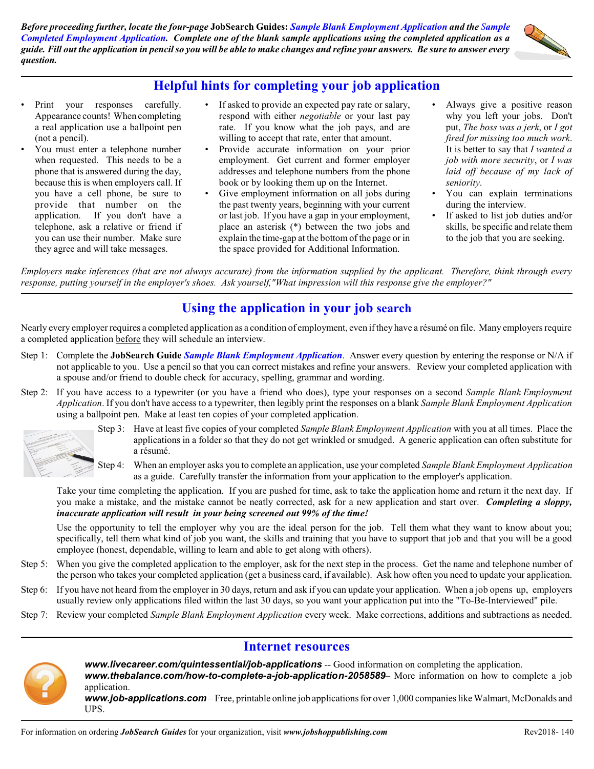***Before proceeding further, locate the four-page* JobSearch Guides: *Sample Blank Employment Application* and the *Sample Completed Employment Application*. *Complete one of the blank sample applications using the completed application as a guide. Fill out the application in pencil so you will be able to make changes and refine your answers. Be sure to answer every question.***

## Helpful hints for completing your job application

- Print your responses carefully. Appearance counts! When completing a real application use a ballpoint pen (not a pencil).
- You must enter a telephone number when requested. This needs to be a phone that is answered during the day, because this is when employers call. If you have a cell phone, be sure to provide that number on the application. If you don't have a telephone, ask a relative or friend if you can use their number. Make sure they agree and will take messages.
- If asked to provide an expected pay rate or salary, respond with either *negotiable* or your last pay rate. If you know what the job pays, and are willing to accept that rate, enter that amount.
- Provide accurate information on your prior employment. Get current and former employer addresses and telephone numbers from the phone book or by looking them up on the Internet.
- Give employment information on all jobs during the past twenty years, beginning with your current or last job. If you have a gap in your employment, place an asterisk (*) between the two jobs and explain the time-gap at the bottom of the page or in the space provided for Additional Information.
- Always give a positive reason why you left your jobs. Don't put, *The boss was a jerk*, or *I got fired for missing too much work*. It is better to say that *I wanted a job with more security*, or *I was laid off because of my lack of seniority*.
- You can explain terminations during the interview.
- If asked to list job duties and/or skills, be specific and relate them to the job that you are seeking.

*Employers make inferences (that are not always accurate) from the information supplied by the applicant. Therefore, think through every response, putting yourself in the employer's shoes. Ask yourself,"What impression will this response give the employer?"*

## Using the application in your job search

Nearly every employer requires a completed application as a condition of employment, even if they have a résumé on file. Many employers require a completed application before they will schedule an interview.

Step 1: Complete the **JobSearch Guide** ***Sample Blank Employment Application***. Answer every question by entering the response or N/A if not applicable to you. Use a pencil so that you can correct mistakes and refine your answers. Review your completed application with a spouse and/or friend to double check for accuracy, spelling, grammar and wording.

Step 2: If you have access to a typewriter (or you have a friend who does), type your responses on a second *Sample Blank Employment Application*. If you don't have access to a typewriter, then legibly print the responses on a blank *Sample Blank Employment Application* using a ballpoint pen. Make at least ten copies of your completed application.

Step 3: Have at least five copies of your completed *Sample Blank Employment Application* with you at all times. Place the applications in a folder so that they do not get wrinkled or smudged. A generic application can often substitute for a résumé.

Step 4: When an employer asks you to complete an application, use your completed *Sample Blank Employment Application* as a guide. Carefully transfer the information from your application to the employer's application.

Take your time completing the application. If you are pushed for time, ask to take the application home and return it the next day. If you make a mistake, and the mistake cannot be neatly corrected, ask for a new application and start over. ***Completing a sloppy, inaccurate application will result in your being screened out 99% of the time!***

Use the opportunity to tell the employer why you are the ideal person for the job. Tell them what they want to know about you; specifically, tell them what kind of job you want, the skills and training that you have to support that job and that you will be a good employee (honest, dependable, willing to learn and able to get along with others).

Step 5: When you give the completed application to the employer, ask for the next step in the process. Get the name and telephone number of the person who takes your completed application (get a business card, if available). Ask how often you need to update your application.

Step 6: If you have not heard from the employer in 30 days, return and ask if you can update your application. When a job opens up, employers usually review only applications filed within the last 30 days, so you want your application put into the "To-Be-Interviewed" pile.

Step 7: Review your completed *Sample Blank Employment Application* every week. Make corrections, additions and subtractions as needed.

## Internet resources

***www.livecareer.com/quintessential/job-applications*** -- Good information on completing the application.
***www.thebalance.com/how-to-complete-a-job-application-2058589***– More information on how to complete a job application.
***www.job-applications.com*** – Free, printable online job applications for over 1,000 companies like Walmart, McDonalds and UPS.

For information on ordering ***JobSearch Guides*** for your organization, visit ***www.jobshoppublishing.com*** Rev2018- 140